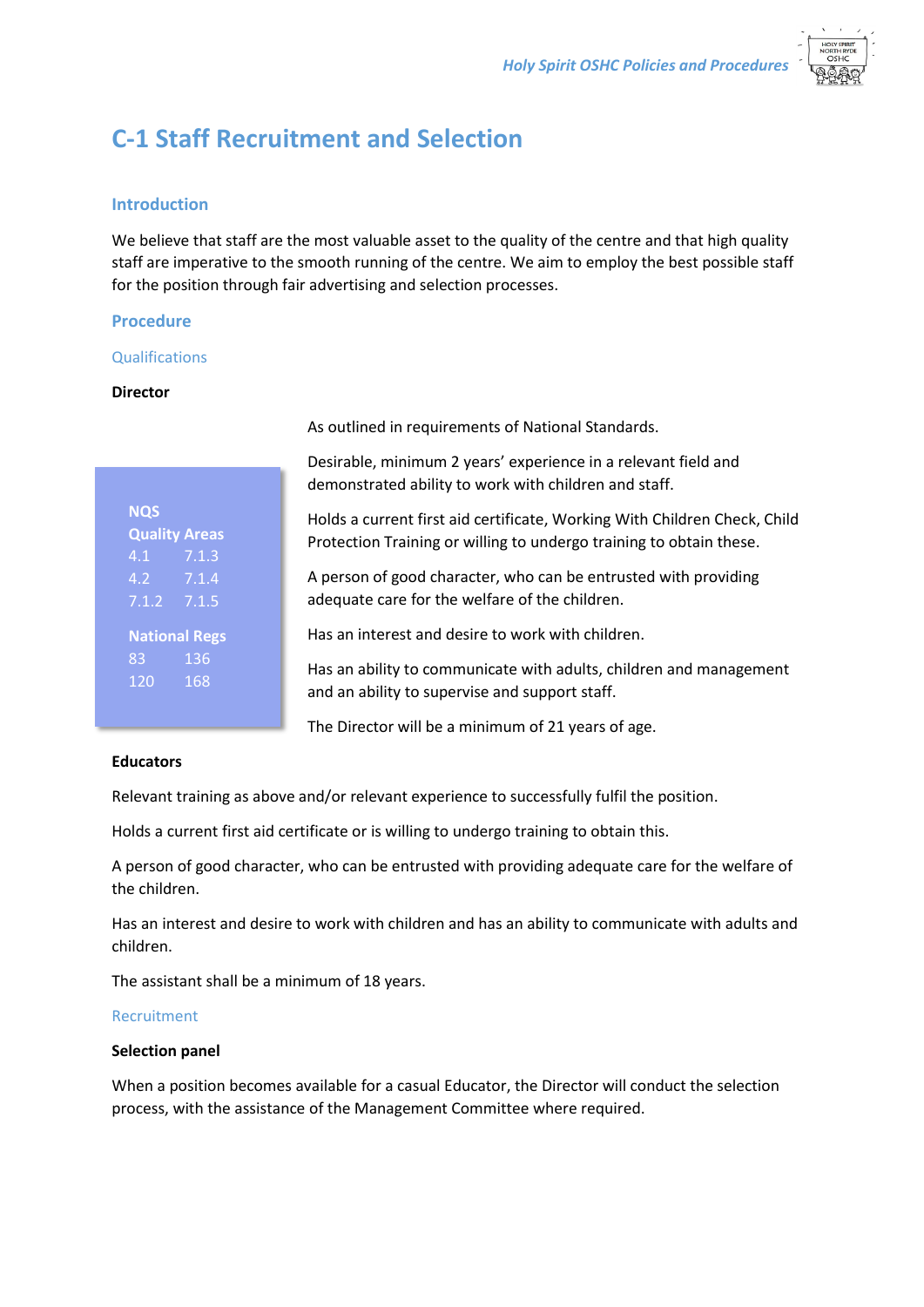# C-1 Staff Recruitment and Selection

## Introduction

We believe that staff are the most valuable asset to the quality of the centre and that high quality staff are imperative to the smooth running of the centre. We aim to employ the best possible staff for the position through fair advertising and selection processes.

## Procedure

### Qualifications

**Director**

**NQS**
**Quality Areas**

| | |
|---|---|
| 4.1 | 7.1.3 |
| 4.2 | 7.1.4 |
| 7.1.2 | 7.1.5 |

**National Regs**

| | |
|---|---|
| 83 | 136 |
| 120 | 168 |

As outlined in requirements of National Standards.

Desirable, minimum 2 years' experience in a relevant field and demonstrated ability to work with children and staff.

Holds a current first aid certificate, Working With Children Check, Child Protection Training or willing to undergo training to obtain these.

A person of good character, who can be entrusted with providing adequate care for the welfare of the children.

Has an interest and desire to work with children.

Has an ability to communicate with adults, children and management and an ability to supervise and support staff.

The Director will be a minimum of 21 years of age.

**Educators**

Relevant training as above and/or relevant experience to successfully fulfil the position.

Holds a current first aid certificate or is willing to undergo training to obtain this.

A person of good character, who can be entrusted with providing adequate care for the welfare of the children.

Has an interest and desire to work with children and has an ability to communicate with adults and children.

The assistant shall be a minimum of 18 years.

### Recruitment

**Selection panel**

When a position becomes available for a casual Educator, the Director will conduct the selection process, with the assistance of the Management Committee where required.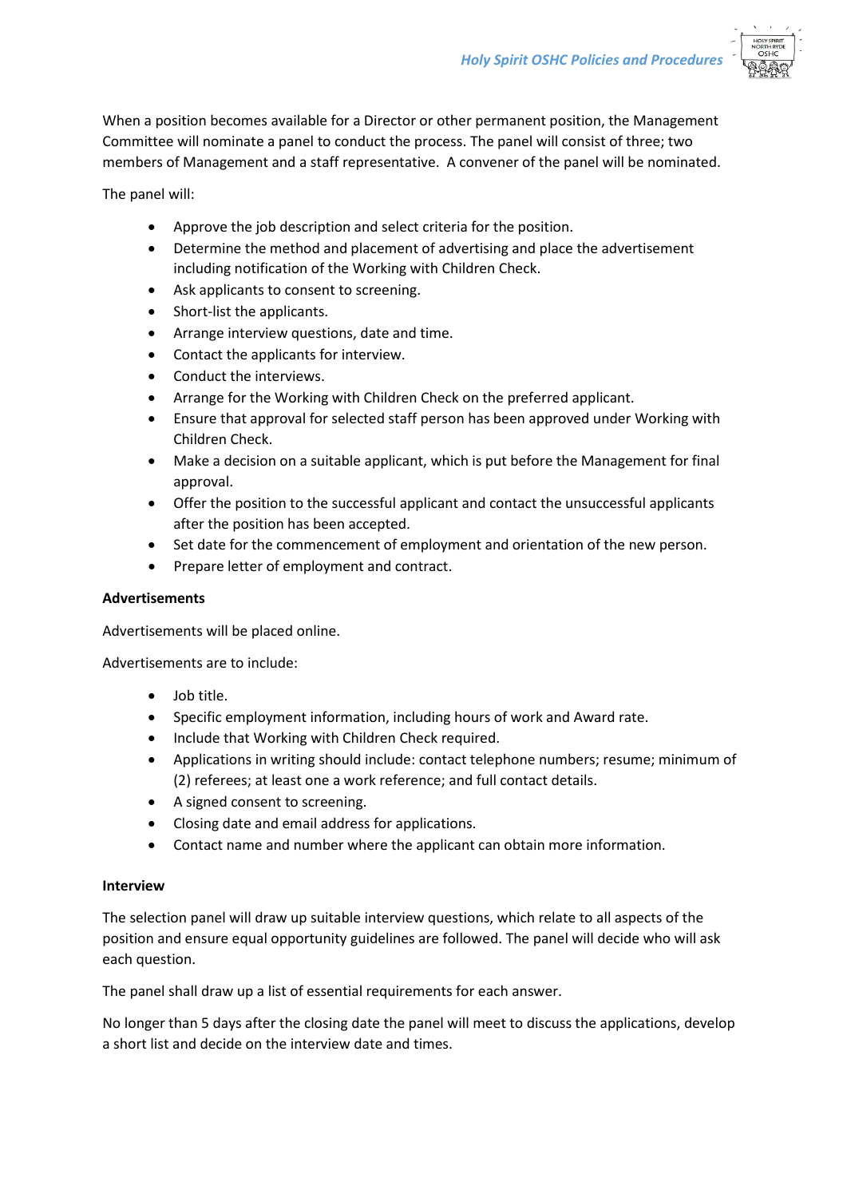When a position becomes available for a Director or other permanent position, the Management Committee will nominate a panel to conduct the process. The panel will consist of three; two members of Management and a staff representative.  A convener of the panel will be nominated.

The panel will:

- Approve the job description and select criteria for the position.
- Determine the method and placement of advertising and place the advertisement including notification of the Working with Children Check.
- Ask applicants to consent to screening.
- Short-list the applicants.
- Arrange interview questions, date and time.
- Contact the applicants for interview.
- Conduct the interviews.
- Arrange for the Working with Children Check on the preferred applicant.
- Ensure that approval for selected staff person has been approved under Working with Children Check.
- Make a decision on a suitable applicant, which is put before the Management for final approval.
- Offer the position to the successful applicant and contact the unsuccessful applicants after the position has been accepted.
- Set date for the commencement of employment and orientation of the new person.
- Prepare letter of employment and contract.

**Advertisements**

Advertisements will be placed online.

Advertisements are to include:

- Job title.
- Specific employment information, including hours of work and Award rate.
- Include that Working with Children Check required.
- Applications in writing should include: contact telephone numbers; resume; minimum of (2) referees; at least one a work reference; and full contact details.
- A signed consent to screening.
- Closing date and email address for applications.
- Contact name and number where the applicant can obtain more information.

**Interview**

The selection panel will draw up suitable interview questions, which relate to all aspects of the position and ensure equal opportunity guidelines are followed. The panel will decide who will ask each question.

The panel shall draw up a list of essential requirements for each answer.

No longer than 5 days after the closing date the panel will meet to discuss the applications, develop a short list and decide on the interview date and times.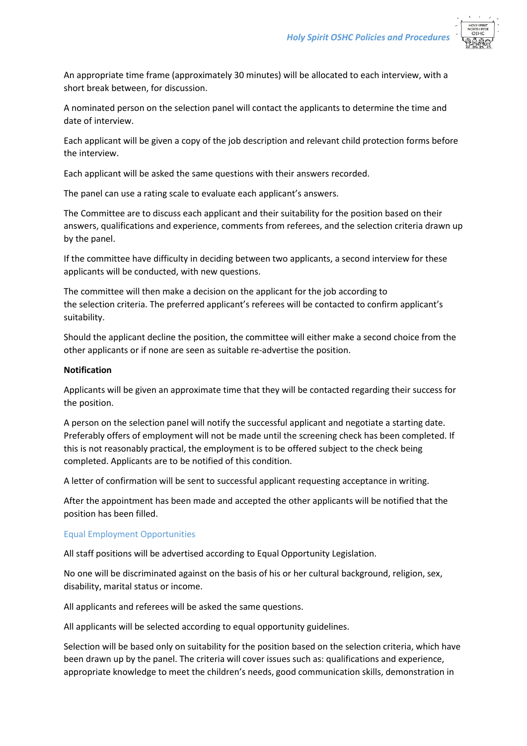An appropriate time frame (approximately 30 minutes) will be allocated to each interview, with a short break between, for discussion.

A nominated person on the selection panel will contact the applicants to determine the time and date of interview.

Each applicant will be given a copy of the job description and relevant child protection forms before the interview.

Each applicant will be asked the same questions with their answers recorded.

The panel can use a rating scale to evaluate each applicant's answers.

The Committee are to discuss each applicant and their suitability for the position based on their answers, qualifications and experience, comments from referees, and the selection criteria drawn up by the panel.

If the committee have difficulty in deciding between two applicants, a second interview for these applicants will be conducted, with new questions.

The committee will then make a decision on the applicant for the job according to the selection criteria. The preferred applicant's referees will be contacted to confirm applicant's suitability.

Should the applicant decline the position, the committee will either make a second choice from the other applicants or if none are seen as suitable re-advertise the position.

**Notification**

Applicants will be given an approximate time that they will be contacted regarding their success for the position.

A person on the selection panel will notify the successful applicant and negotiate a starting date. Preferably offers of employment will not be made until the screening check has been completed. If this is not reasonably practical, the employment is to be offered subject to the check being completed. Applicants are to be notified of this condition.

A letter of confirmation will be sent to successful applicant requesting acceptance in writing.

After the appointment has been made and accepted the other applicants will be notified that the position has been filled.

## Equal Employment Opportunities

All staff positions will be advertised according to Equal Opportunity Legislation.

No one will be discriminated against on the basis of his or her cultural background, religion, sex, disability, marital status or income.

All applicants and referees will be asked the same questions.

All applicants will be selected according to equal opportunity guidelines.

Selection will be based only on suitability for the position based on the selection criteria, which have been drawn up by the panel. The criteria will cover issues such as: qualifications and experience, appropriate knowledge to meet the children's needs, good communication skills, demonstration in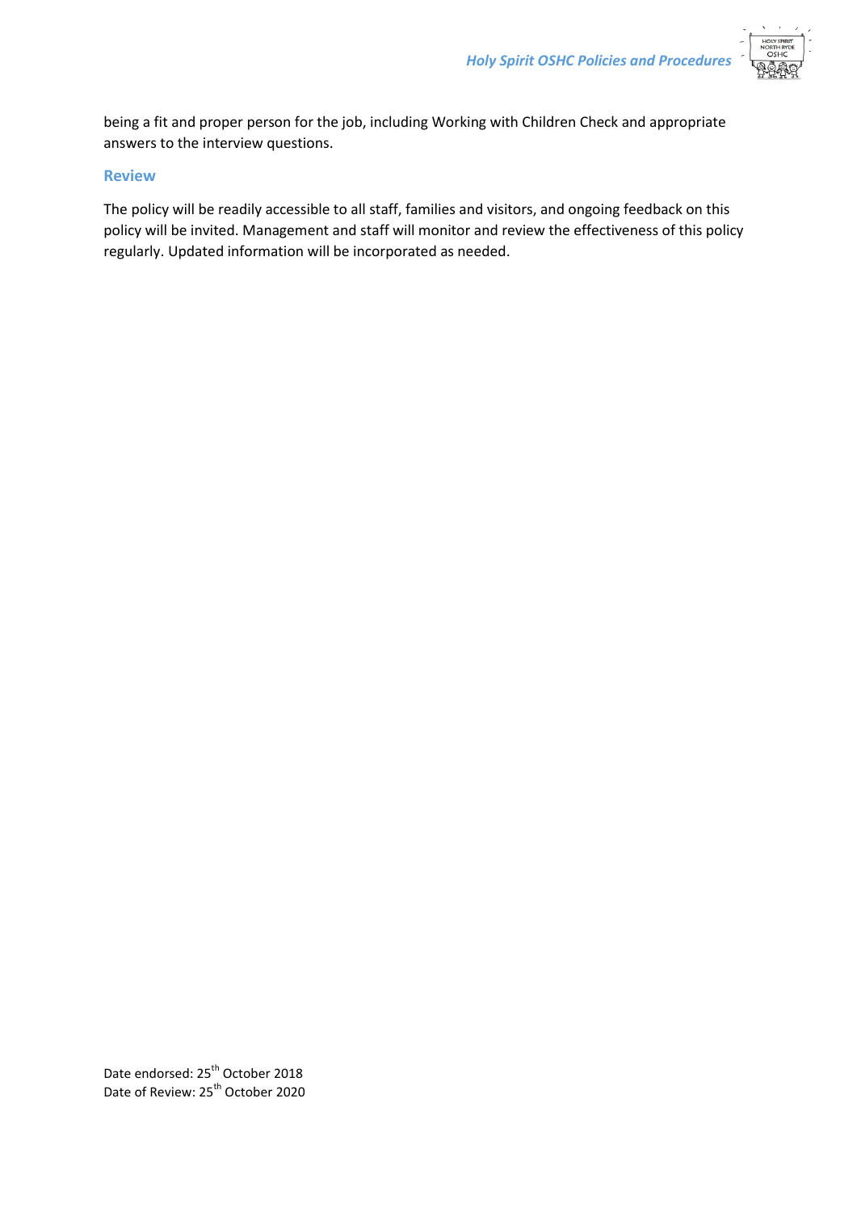being a fit and proper person for the job, including Working with Children Check and appropriate answers to the interview questions.

## Review

The policy will be readily accessible to all staff, families and visitors, and ongoing feedback on this policy will be invited. Management and staff will monitor and review the effectiveness of this policy regularly. Updated information will be incorporated as needed.

Date endorsed: 25th October 2018
Date of Review: 25th October 2020